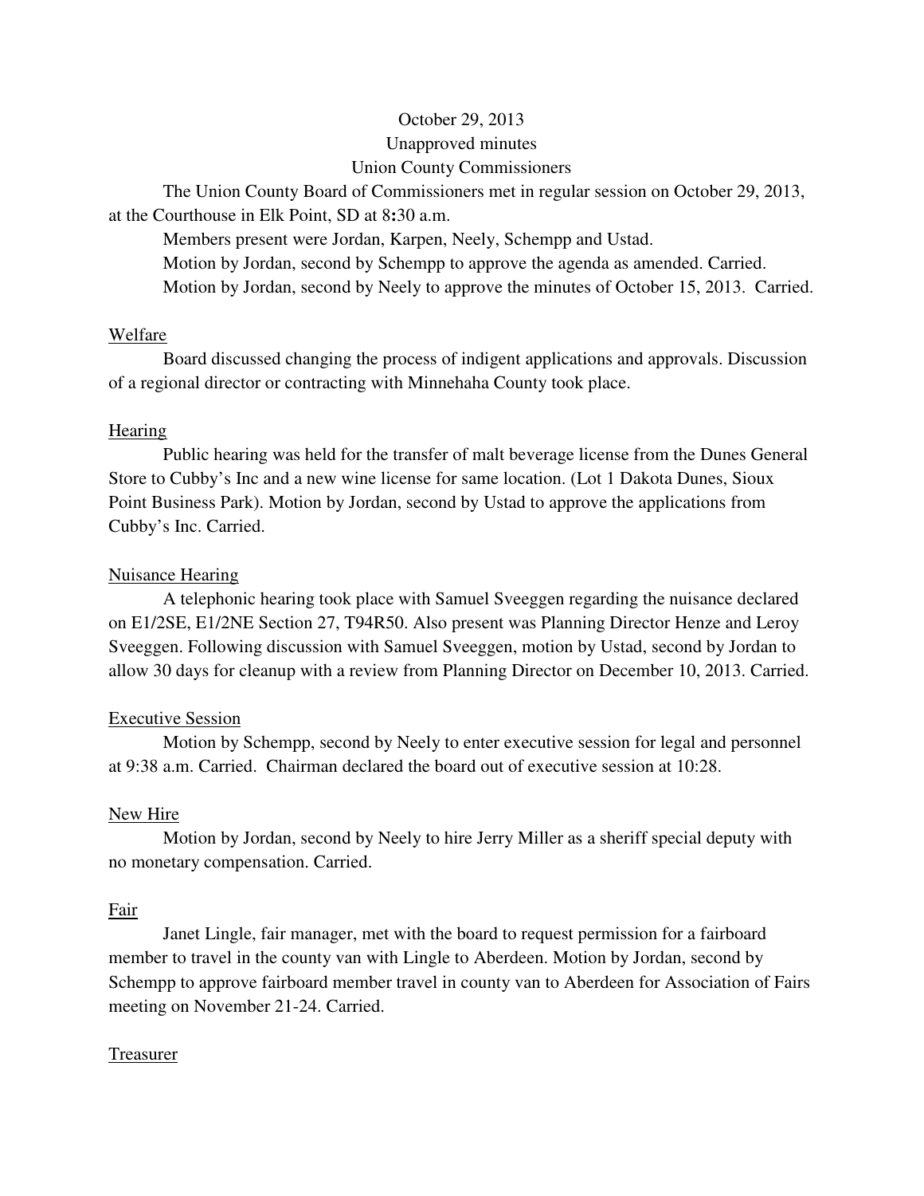October 29, 2013
Unapproved minutes
Union County Commissioners

The Union County Board of Commissioners met in regular session on October 29, 2013, at the Courthouse in Elk Point, SD at 8:30 a.m.

Members present were Jordan, Karpen, Neely, Schempp and Ustad.

Motion by Jordan, second by Schempp to approve the agenda as amended. Carried.

Motion by Jordan, second by Neely to approve the minutes of October 15, 2013. Carried.

Welfare

Board discussed changing the process of indigent applications and approvals. Discussion of a regional director or contracting with Minnehaha County took place.

Hearing

Public hearing was held for the transfer of malt beverage license from the Dunes General Store to Cubby's Inc and a new wine license for same location. (Lot 1 Dakota Dunes, Sioux Point Business Park). Motion by Jordan, second by Ustad to approve the applications from Cubby's Inc. Carried.

Nuisance Hearing

A telephonic hearing took place with Samuel Sveeggen regarding the nuisance declared on E1/2SE, E1/2NE Section 27, T94R50. Also present was Planning Director Henze and Leroy Sveeggen. Following discussion with Samuel Sveeggen, motion by Ustad, second by Jordan to allow 30 days for cleanup with a review from Planning Director on December 10, 2013. Carried.

Executive Session

Motion by Schempp, second by Neely to enter executive session for legal and personnel at 9:38 a.m. Carried. Chairman declared the board out of executive session at 10:28.

New Hire

Motion by Jordan, second by Neely to hire Jerry Miller as a sheriff special deputy with no monetary compensation. Carried.

Fair

Janet Lingle, fair manager, met with the board to request permission for a fairboard member to travel in the county van with Lingle to Aberdeen. Motion by Jordan, second by Schempp to approve fairboard member travel in county van to Aberdeen for Association of Fairs meeting on November 21-24. Carried.

Treasurer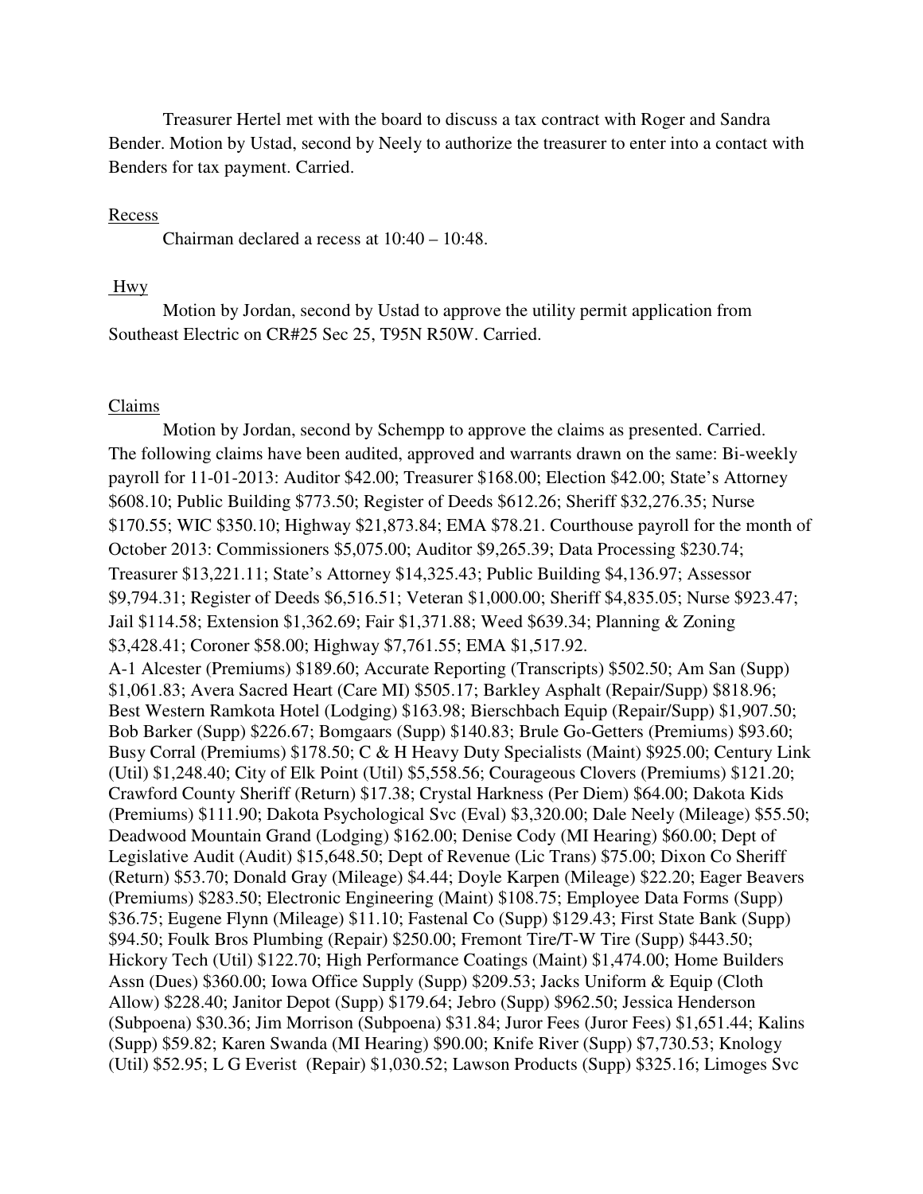Treasurer Hertel met with the board to discuss a tax contract with Roger and Sandra Bender. Motion by Ustad, second by Neely to authorize the treasurer to enter into a contact with Benders for tax payment. Carried.

Recess

Chairman declared a recess at 10:40 – 10:48.

Hwy

Motion by Jordan, second by Ustad to approve the utility permit application from Southeast Electric on CR#25 Sec 25, T95N R50W. Carried.

Claims

Motion by Jordan, second by Schempp to approve the claims as presented. Carried. The following claims have been audited, approved and warrants drawn on the same: Bi-weekly payroll for 11-01-2013: Auditor $42.00; Treasurer $168.00; Election $42.00; State's Attorney $608.10; Public Building $773.50; Register of Deeds $612.26; Sheriff $32,276.35; Nurse $170.55; WIC $350.10; Highway $21,873.84; EMA $78.21. Courthouse payroll for the month of October 2013: Commissioners $5,075.00; Auditor $9,265.39; Data Processing $230.74; Treasurer $13,221.11; State's Attorney $14,325.43; Public Building $4,136.97; Assessor $9,794.31; Register of Deeds $6,516.51; Veteran $1,000.00; Sheriff $4,835.05; Nurse $923.47; Jail $114.58; Extension $1,362.69; Fair $1,371.88; Weed $639.34; Planning & Zoning $3,428.41; Coroner $58.00; Highway $7,761.55; EMA $1,517.92.

A-1 Alcester (Premiums) $189.60; Accurate Reporting (Transcripts) $502.50; Am San (Supp) $1,061.83; Avera Sacred Heart (Care MI) $505.17; Barkley Asphalt (Repair/Supp) $818.96; Best Western Ramkota Hotel (Lodging) $163.98; Bierschbach Equip (Repair/Supp) $1,907.50; Bob Barker (Supp) $226.67; Bomgaars (Supp) $140.83; Brule Go-Getters (Premiums) $93.60; Busy Corral (Premiums) $178.50; C & H Heavy Duty Specialists (Maint) $925.00; Century Link (Util) $1,248.40; City of Elk Point (Util) $5,558.56; Courageous Clovers (Premiums) $121.20; Crawford County Sheriff (Return) $17.38; Crystal Harkness (Per Diem) $64.00; Dakota Kids (Premiums) $111.90; Dakota Psychological Svc (Eval) $3,320.00; Dale Neely (Mileage) $55.50; Deadwood Mountain Grand (Lodging) $162.00; Denise Cody (MI Hearing) $60.00; Dept of Legislative Audit (Audit) $15,648.50; Dept of Revenue (Lic Trans) $75.00; Dixon Co Sheriff (Return) $53.70; Donald Gray (Mileage) $4.44; Doyle Karpen (Mileage) $22.20; Eager Beavers (Premiums) $283.50; Electronic Engineering (Maint) $108.75; Employee Data Forms (Supp) $36.75; Eugene Flynn (Mileage) $11.10; Fastenal Co (Supp) $129.43; First State Bank (Supp) $94.50; Foulk Bros Plumbing (Repair) $250.00; Fremont Tire/T-W Tire (Supp) $443.50; Hickory Tech (Util) $122.70; High Performance Coatings (Maint) $1,474.00; Home Builders Assn (Dues) $360.00; Iowa Office Supply (Supp) $209.53; Jacks Uniform & Equip (Cloth Allow) $228.40; Janitor Depot (Supp) $179.64; Jebro (Supp) $962.50; Jessica Henderson (Subpoena) $30.36; Jim Morrison (Subpoena) $31.84; Juror Fees (Juror Fees) $1,651.44; Kalins (Supp) $59.82; Karen Swanda (MI Hearing) $90.00; Knife River (Supp) $7,730.53; Knology (Util) $52.95; L G Everist (Repair) $1,030.52; Lawson Products (Supp) $325.16; Limoges Svc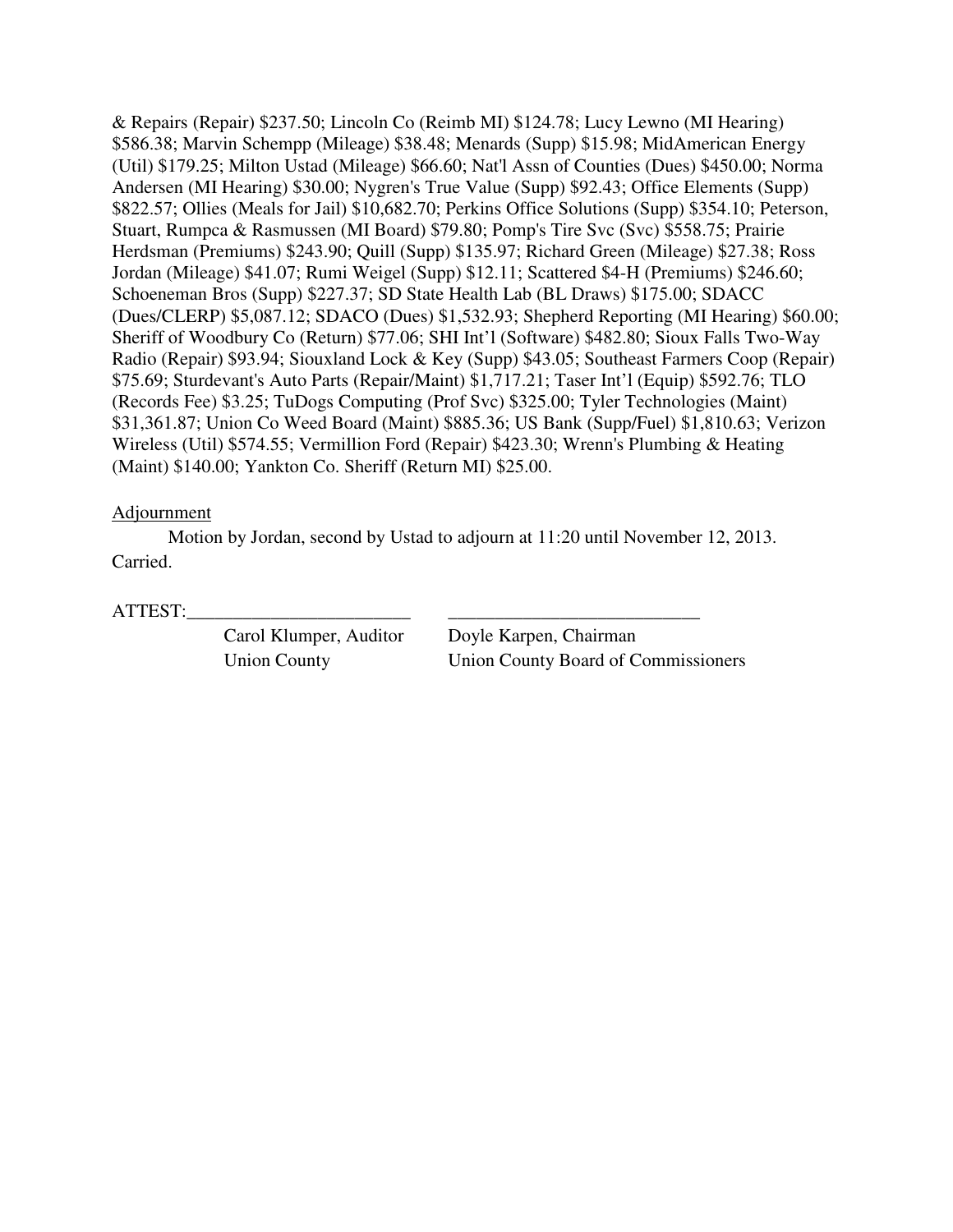& Repairs (Repair) $237.50; Lincoln Co (Reimb MI) $124.78; Lucy Lewno (MI Hearing) $586.38; Marvin Schempp (Mileage) $38.48; Menards (Supp) $15.98; MidAmerican Energy (Util) $179.25; Milton Ustad (Mileage) $66.60; Nat'l Assn of Counties (Dues) $450.00; Norma Andersen (MI Hearing) $30.00; Nygren's True Value (Supp) $92.43; Office Elements (Supp) $822.57; Ollies (Meals for Jail) $10,682.70; Perkins Office Solutions (Supp) $354.10; Peterson, Stuart, Rumpca & Rasmussen (MI Board) $79.80; Pomp's Tire Svc (Svc) $558.75; Prairie Herdsman (Premiums) $243.90; Quill (Supp) $135.97; Richard Green (Mileage) $27.38; Ross Jordan (Mileage) $41.07; Rumi Weigel (Supp) $12.11; Scattered $4-H (Premiums) $246.60; Schoeneman Bros (Supp) $227.37; SD State Health Lab (BL Draws) $175.00; SDACC (Dues/CLERP) $5,087.12; SDACO (Dues) $1,532.93; Shepherd Reporting (MI Hearing) $60.00; Sheriff of Woodbury Co (Return) $77.06; SHI Int'l (Software) $482.80; Sioux Falls Two-Way Radio (Repair) $93.94; Siouxland Lock & Key (Supp) $43.05; Southeast Farmers Coop (Repair) $75.69; Sturdevant's Auto Parts (Repair/Maint) $1,717.21; Taser Int'l (Equip) $592.76; TLO (Records Fee) $3.25; TuDogs Computing (Prof Svc) $325.00; Tyler Technologies (Maint) $31,361.87; Union Co Weed Board (Maint) $885.36; US Bank (Supp/Fuel) $1,810.63; Verizon Wireless (Util) $574.55; Vermillion Ford (Repair) $423.30; Wrenn's Plumbing & Heating (Maint) $140.00; Yankton Co. Sheriff (Return MI) $25.00.

Adjournment

Motion by Jordan, second by Ustad to adjourn at 11:20 until November 12, 2013. Carried.

ATTEST:_______________________ __________________________

Carol Klumper, Auditor
Union County

Doyle Karpen, Chairman
Union County Board of Commissioners